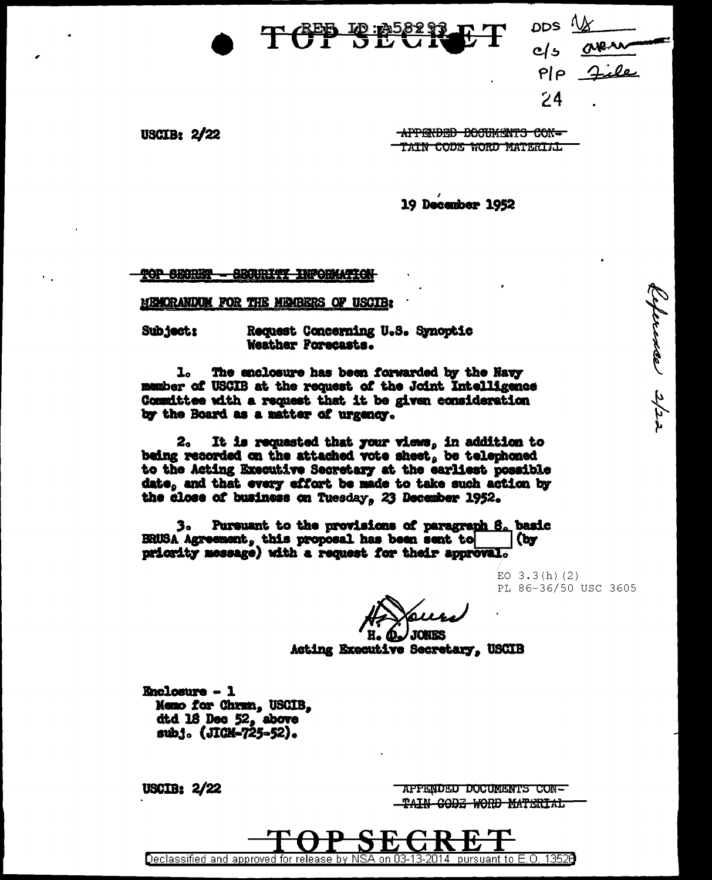TOP SECRET

REF ID:A58293

DDS
c/s
P/P File

24

USCIB: 2/22

~~APPENDED DOCUMENTS CONTAIN CODE WORD MATERIAL~~

19 December 1952

~~TOP SECRET - SECURITY INFORMATION~~

MEMORANDUM FOR THE MEMBERS OF USCIB:

Subject: Request Concerning U.S. Synoptic Weather Forecasts.

1. The enclosure has been forwarded by the Navy member of USCIB at the request of the Joint Intelligence Committee with a request that it be given consideration by the Board as a matter of urgency.

2. It is requested that your views, in addition to being recorded on the attached vote sheet, be telephoned to the Acting Executive Secretary at the earliest possible date, and that every effort be made to take such action by the close of business on Tuesday, 23 December 1952.

3. Pursuant to the provisions of paragraph 8, basic BRUSA Agreement, this proposal has been sent to [redacted] (by priority message) with a request for their approval.

EO 3.3(h)(2)
PL 86-36/50 USC 3605

H. D. JONES
Acting Executive Secretary, USCIB

Enclosure - 1
Memo for Chrmn, USCIB, dtd 18 Dec 52, above subj. (JICM-725-52).

Reference 2/22

USCIB: 2/22

~~APPENDED DOCUMENTS CONTAIN CODE WORD MATERIAL~~

TOP SECRET

Declassified and approved for release by NSA on 03-13-2014 pursuant to E.O. 13526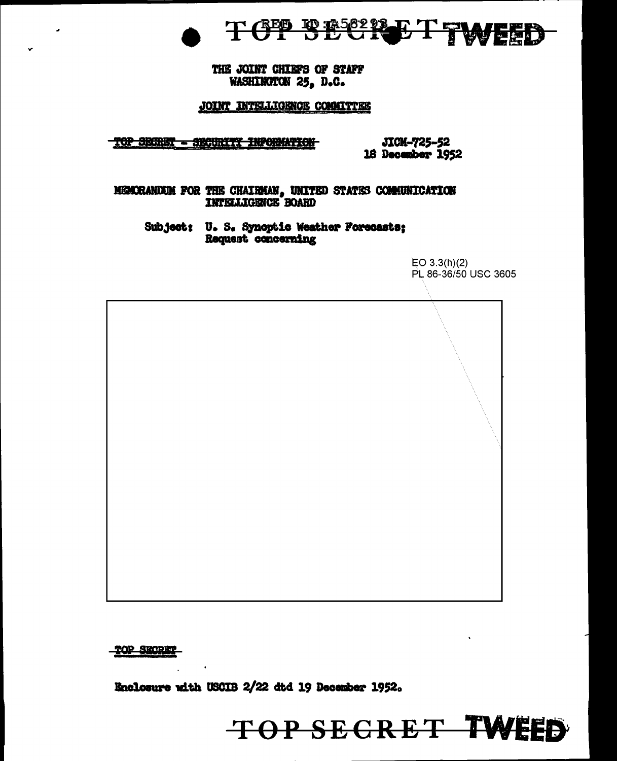THE JOINT CHIEFS OF STAFF
WASHINGTON 25, D.C.

JOINT INTELLIGENCE COMMITTEE

~~TOP SECRET - SECURITY INFORMATION~~

JICM-725-52
18 December 1952

MEMORANDUM FOR THE CHAIRMAN, UNITED STATES COMMUNICATION INTELLIGENCE BOARD

Subject: U. S. Synoptic Weather Forecasts; Request concerning

EO 3.3(h)(2)
PL 86-36/50 USC 3605

~~TOP SECRET~~

Enclosure with USCIB 2/22 dtd 19 December 1952.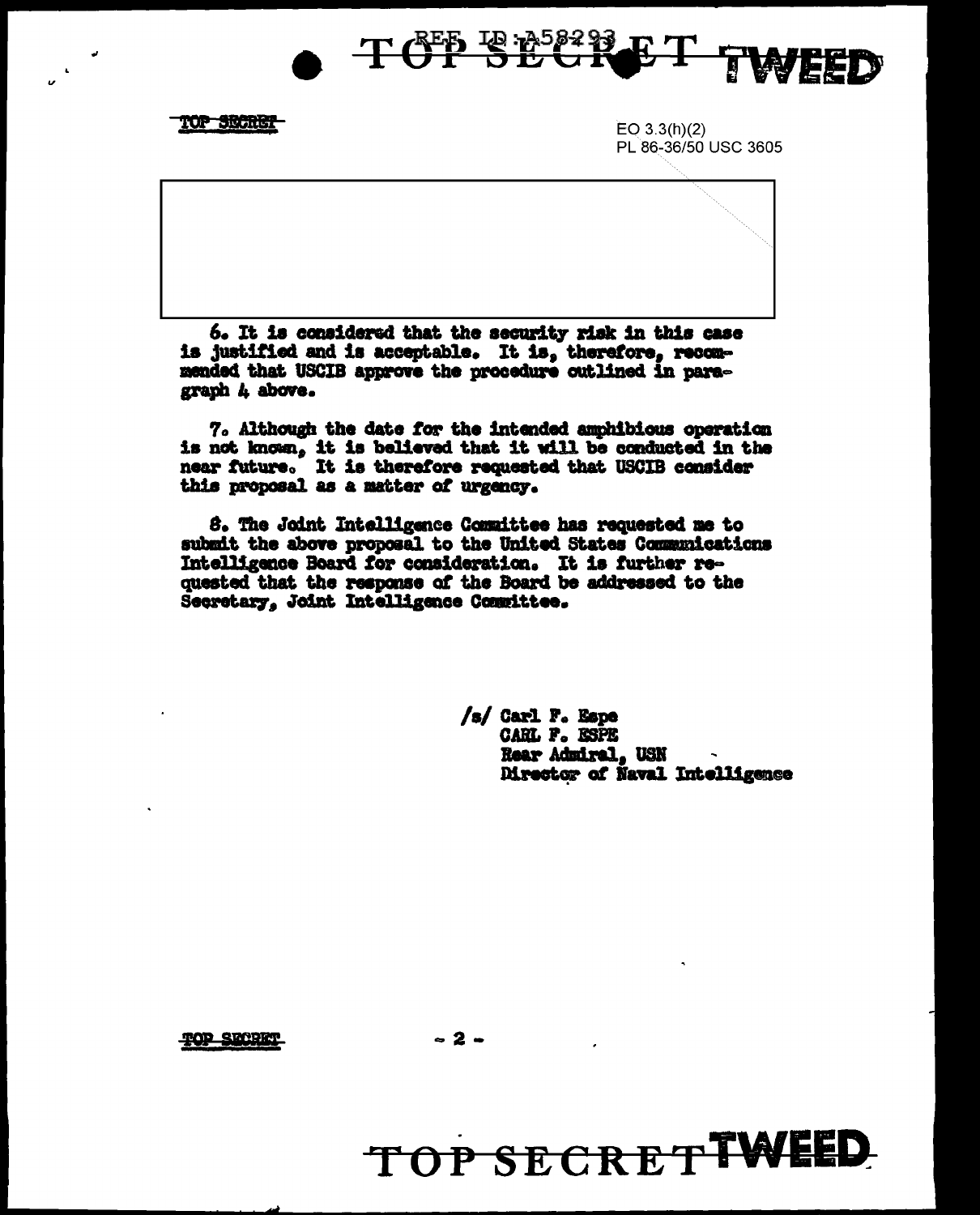TOP SECRET

EO 3.3(h)(2)
PL 86-36/50 USC 3605

6. It is considered that the security risk in this case is justified and is acceptable. It is, therefore, recommended that USCIB approve the procedure outlined in paragraph 4 above.

7. Although the date for the intended amphibious operation is not known, it is believed that it will be conducted in the near future. It is therefore requested that USCIB consider this proposal as a matter of urgency.

8. The Joint Intelligence Committee has requested me to submit the above proposal to the United States Communications Intelligence Board for consideration. It is further requested that the response of the Board be addressed to the Secretary, Joint Intelligence Committee.

/s/ Carl F. Espe
CARL F. ESPE
Rear Admiral, USN
Director of Naval Intelligence

TOP SECRET